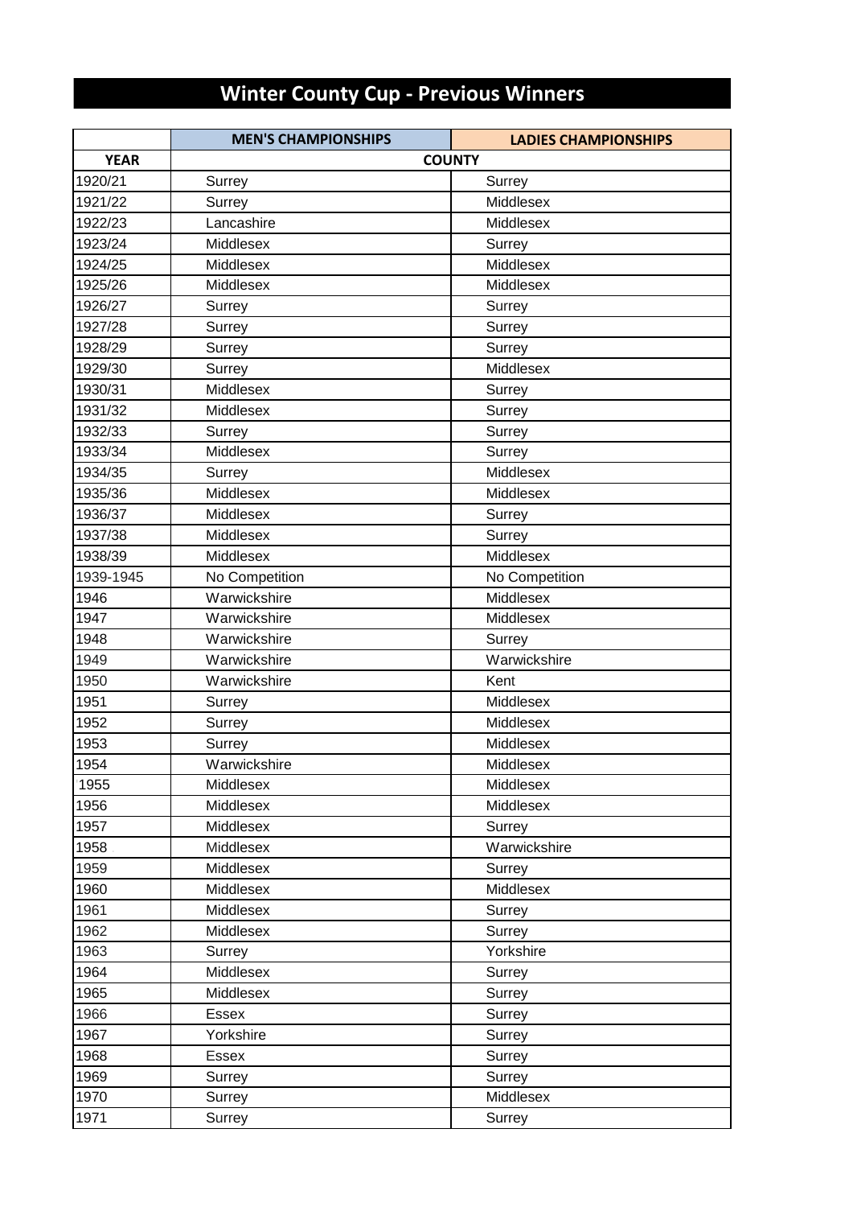# Winter County Cup - Previous Winners

| | MEN'S CHAMPIONSHIPS | LADIES CHAMPIONSHIPS |
|---|---|---|
| YEAR | COUNTY | |
| 1920/21 | Surrey | Surrey |
| 1921/22 | Surrey | Middlesex |
| 1922/23 | Lancashire | Middlesex |
| 1923/24 | Middlesex | Surrey |
| 1924/25 | Middlesex | Middlesex |
| 1925/26 | Middlesex | Middlesex |
| 1926/27 | Surrey | Surrey |
| 1927/28 | Surrey | Surrey |
| 1928/29 | Surrey | Surrey |
| 1929/30 | Surrey | Middlesex |
| 1930/31 | Middlesex | Surrey |
| 1931/32 | Middlesex | Surrey |
| 1932/33 | Surrey | Surrey |
| 1933/34 | Middlesex | Surrey |
| 1934/35 | Surrey | Middlesex |
| 1935/36 | Middlesex | Middlesex |
| 1936/37 | Middlesex | Surrey |
| 1937/38 | Middlesex | Surrey |
| 1938/39 | Middlesex | Middlesex |
| 1939-1945 | No Competition | No Competition |
| 1946 | Warwickshire | Middlesex |
| 1947 | Warwickshire | Middlesex |
| 1948 | Warwickshire | Surrey |
| 1949 | Warwickshire | Warwickshire |
| 1950 | Warwickshire | Kent |
| 1951 | Surrey | Middlesex |
| 1952 | Surrey | Middlesex |
| 1953 | Surrey | Middlesex |
| 1954 | Warwickshire | Middlesex |
| 1955 | Middlesex | Middlesex |
| 1956 | Middlesex | Middlesex |
| 1957 | Middlesex | Surrey |
| 1958 | Middlesex | Warwickshire |
| 1959 | Middlesex | Surrey |
| 1960 | Middlesex | Middlesex |
| 1961 | Middlesex | Surrey |
| 1962 | Middlesex | Surrey |
| 1963 | Surrey | Yorkshire |
| 1964 | Middlesex | Surrey |
| 1965 | Middlesex | Surrey |
| 1966 | Essex | Surrey |
| 1967 | Yorkshire | Surrey |
| 1968 | Essex | Surrey |
| 1969 | Surrey | Surrey |
| 1970 | Surrey | Middlesex |
| 1971 | Surrey | Surrey |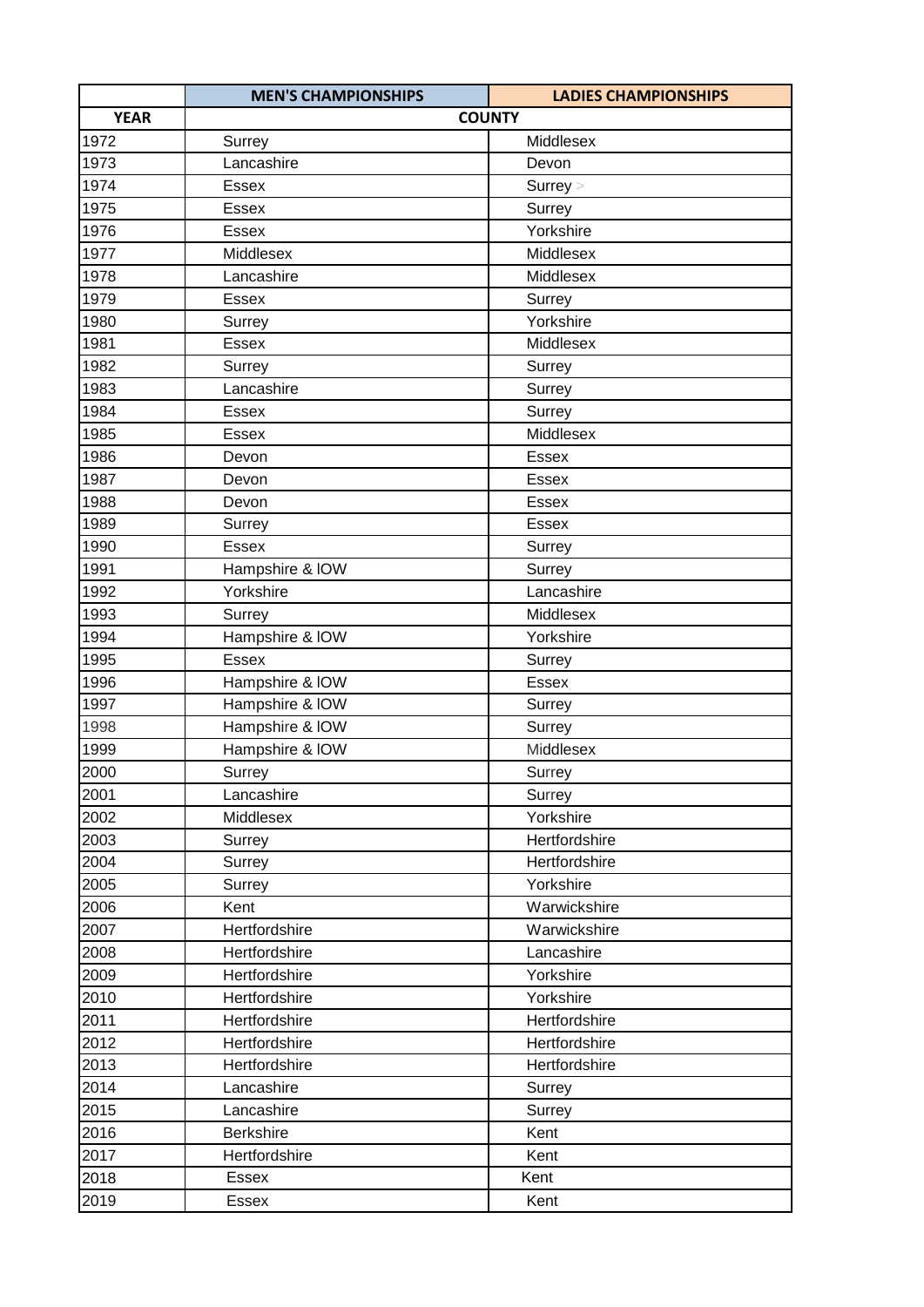| | MEN'S CHAMPIONSHIPS | LADIES CHAMPIONSHIPS |
|---|---|---|
| YEAR | COUNTY | |
| 1972 | Surrey | Middlesex |
| 1973 | Lancashire | Devon |
| 1974 | Essex | Surrey |
| 1975 | Essex | Surrey |
| 1976 | Essex | Yorkshire |
| 1977 | Middlesex | Middlesex |
| 1978 | Lancashire | Middlesex |
| 1979 | Essex | Surrey |
| 1980 | Surrey | Yorkshire |
| 1981 | Essex | Middlesex |
| 1982 | Surrey | Surrey |
| 1983 | Lancashire | Surrey |
| 1984 | Essex | Surrey |
| 1985 | Essex | Middlesex |
| 1986 | Devon | Essex |
| 1987 | Devon | Essex |
| 1988 | Devon | Essex |
| 1989 | Surrey | Essex |
| 1990 | Essex | Surrey |
| 1991 | Hampshire & IOW | Surrey |
| 1992 | Yorkshire | Lancashire |
| 1993 | Surrey | Middlesex |
| 1994 | Hampshire & IOW | Yorkshire |
| 1995 | Essex | Surrey |
| 1996 | Hampshire & IOW | Essex |
| 1997 | Hampshire & IOW | Surrey |
| 1998 | Hampshire & IOW | Surrey |
| 1999 | Hampshire & IOW | Middlesex |
| 2000 | Surrey | Surrey |
| 2001 | Lancashire | Surrey |
| 2002 | Middlesex | Yorkshire |
| 2003 | Surrey | Hertfordshire |
| 2004 | Surrey | Hertfordshire |
| 2005 | Surrey | Yorkshire |
| 2006 | Kent | Warwickshire |
| 2007 | Hertfordshire | Warwickshire |
| 2008 | Hertfordshire | Lancashire |
| 2009 | Hertfordshire | Yorkshire |
| 2010 | Hertfordshire | Yorkshire |
| 2011 | Hertfordshire | Hertfordshire |
| 2012 | Hertfordshire | Hertfordshire |
| 2013 | Hertfordshire | Hertfordshire |
| 2014 | Lancashire | Surrey |
| 2015 | Lancashire | Surrey |
| 2016 | Berkshire | Kent |
| 2017 | Hertfordshire | Kent |
| 2018 | Essex | Kent |
| 2019 | Essex | Kent |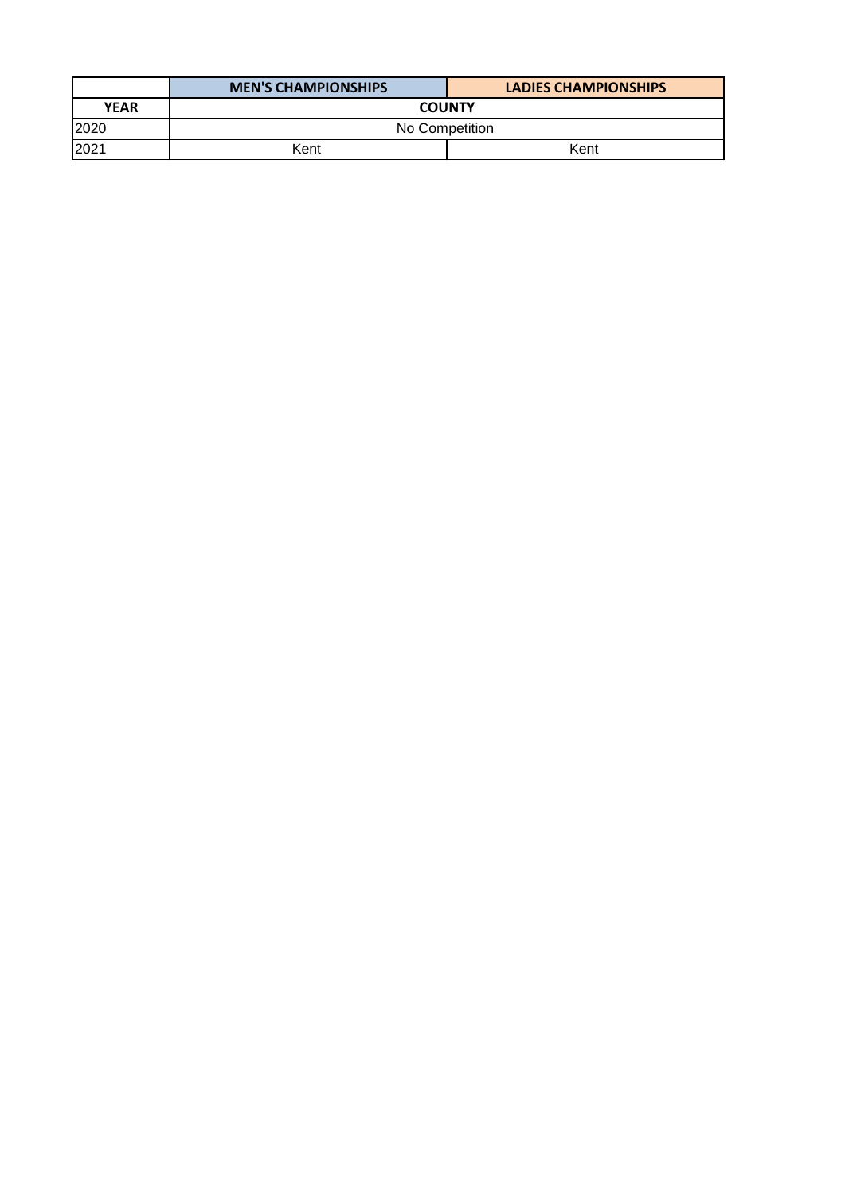| | MEN'S CHAMPIONSHIPS | LADIES CHAMPIONSHIPS |
|---|---|---|
| **YEAR** | **COUNTY** | |
| 2020 | No Competition | |
| 2021 | Kent | Kent |